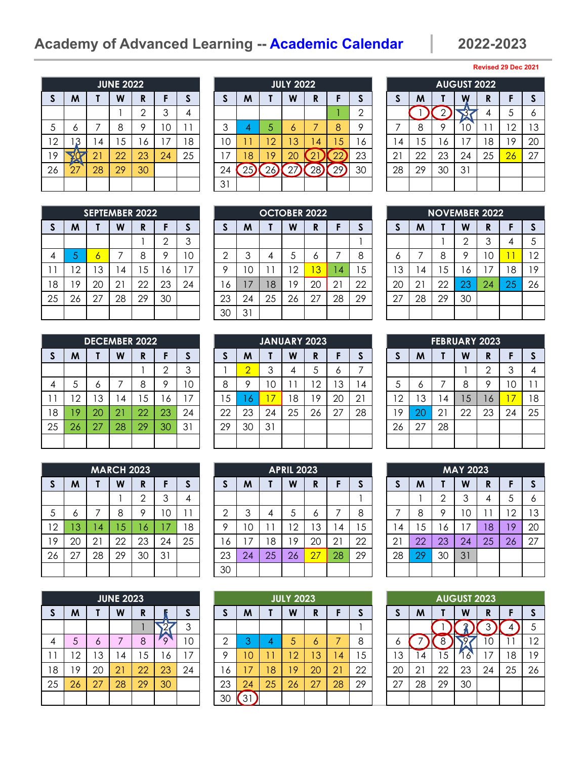# Academy of Advanced Learning -- Academic Calendar | 2022-2023

**Revised 29 Dec 2021**

## JUNE 2022

| S | M | T | W | R | F | S |
|---|---|---|---|---|---|---|
| | | | 1 | 2 | 3 | 4 |
| 5 | 6 | 7 | 8 | 9 | 10 | 11 |
| 12 | 13 | 14 | 15 | 16 | 17 | 18 |
| 19 | 20 | 21 | 22 | 23 | 24 | 25 |
| 26 | 27 | 28 | 29 | 30 | | |

## JULY 2022

| S | M | T | W | R | F | S |
|---|---|---|---|---|---|---|
| | | | | | 1 | 2 |
| 3 | 4 | 5 | 6 | 7 | 8 | 9 |
| 10 | 11 | 12 | 13 | 14 | 15 | 16 |
| 17 | 18 | 19 | 20 | 21 | 22 | 23 |
| 24 | 25 | 26 | 27 | 28 | 29 | 30 |
| 31 | | | | | | |

## AUGUST 2022

| S | M | T | W | R | F | S |
|---|---|---|---|---|---|---|
| | 1 | 2 | 3 | 4 | 5 | 6 |
| 7 | 8 | 9 | 10 | 11 | 12 | 13 |
| 14 | 15 | 16 | 17 | 18 | 19 | 20 |
| 21 | 22 | 23 | 24 | 25 | 26 | 27 |
| 28 | 29 | 30 | 31 | | | |

## SEPTEMBER 2022

| S | M | T | W | R | F | S |
|---|---|---|---|---|---|---|
| | | | | 1 | 2 | 3 |
| 4 | 5 | 6 | 7 | 8 | 9 | 10 |
| 11 | 12 | 13 | 14 | 15 | 16 | 17 |
| 18 | 19 | 20 | 21 | 22 | 23 | 24 |
| 25 | 26 | 27 | 28 | 29 | 30 | |

## OCTOBER 2022

| S | M | T | W | R | F | S |
|---|---|---|---|---|---|---|
| | | | | | | 1 |
| 2 | 3 | 4 | 5 | 6 | 7 | 8 |
| 9 | 10 | 11 | 12 | 13 | 14 | 15 |
| 16 | 17 | 18 | 19 | 20 | 21 | 22 |
| 23 | 24 | 25 | 26 | 27 | 28 | 29 |
| 30 | 31 | | | | | |

## NOVEMBER 2022

| S | M | T | W | R | F | S |
|---|---|---|---|---|---|---|
| | | 1 | 2 | 3 | 4 | 5 |
| 6 | 7 | 8 | 9 | 10 | 11 | 12 |
| 13 | 14 | 15 | 16 | 17 | 18 | 19 |
| 20 | 21 | 22 | 23 | 24 | 25 | 26 |
| 27 | 28 | 29 | 30 | | | |

## DECEMBER 2022

| S | M | T | W | R | F | S |
|---|---|---|---|---|---|---|
| | | | | 1 | 2 | 3 |
| 4 | 5 | 6 | 7 | 8 | 9 | 10 |
| 11 | 12 | 13 | 14 | 15 | 16 | 17 |
| 18 | 19 | 20 | 21 | 22 | 23 | 24 |
| 25 | 26 | 27 | 28 | 29 | 30 | 31 |

## JANUARY 2023

| S | M | T | W | R | F | S |
|---|---|---|---|---|---|---|
| 1 | 2 | 3 | 4 | 5 | 6 | 7 |
| 8 | 9 | 10 | 11 | 12 | 13 | 14 |
| 15 | 16 | 17 | 18 | 19 | 20 | 21 |
| 22 | 23 | 24 | 25 | 26 | 27 | 28 |
| 29 | 30 | 31 | | | | |

## FEBRUARY 2023

| S | M | T | W | R | F | S |
|---|---|---|---|---|---|---|
| | | | 1 | 2 | 3 | 4 |
| 5 | 6 | 7 | 8 | 9 | 10 | 11 |
| 12 | 13 | 14 | 15 | 16 | 17 | 18 |
| 19 | 20 | 21 | 22 | 23 | 24 | 25 |
| 26 | 27 | 28 | | | | |

## MARCH 2023

| S | M | T | W | R | F | S |
|---|---|---|---|---|---|---|
| | | | 1 | 2 | 3 | 4 |
| 5 | 6 | 7 | 8 | 9 | 10 | 11 |
| 12 | 13 | 14 | 15 | 16 | 17 | 18 |
| 19 | 20 | 21 | 22 | 23 | 24 | 25 |
| 26 | 27 | 28 | 29 | 30 | 31 | |

## APRIL 2023

| S | M | T | W | R | F | S |
|---|---|---|---|---|---|---|
| | | | | | | 1 |
| 2 | 3 | 4 | 5 | 6 | 7 | 8 |
| 9 | 10 | 11 | 12 | 13 | 14 | 15 |
| 16 | 17 | 18 | 19 | 20 | 21 | 22 |
| 23 | 24 | 25 | 26 | 27 | 28 | 29 |
| 30 | | | | | | |

## MAY 2023

| S | M | T | W | R | F | S |
|---|---|---|---|---|---|---|
| | 1 | 2 | 3 | 4 | 5 | 6 |
| 7 | 8 | 9 | 10 | 11 | 12 | 13 |
| 14 | 15 | 16 | 17 | 18 | 19 | 20 |
| 21 | 22 | 23 | 24 | 25 | 26 | 27 |
| 28 | 29 | 30 | 31 | | | |

## JUNE 2023

| S | M | T | W | R | F | S |
|---|---|---|---|---|---|---|
| | | | | 1 | 2 | 3 |
| 4 | 5 | 6 | 7 | 8 | 9 | 10 |
| 11 | 12 | 13 | 14 | 15 | 16 | 17 |
| 18 | 19 | 20 | 21 | 22 | 23 | 24 |
| 25 | 26 | 27 | 28 | 29 | 30 | |

## JULY 2023

| S | M | T | W | R | F | S |
|---|---|---|---|---|---|---|
| | | | | | | 1 |
| 2 | 3 | 4 | 5 | 6 | 7 | 8 |
| 9 | 10 | 11 | 12 | 13 | 14 | 15 |
| 16 | 17 | 18 | 19 | 20 | 21 | 22 |
| 23 | 24 | 25 | 26 | 27 | 28 | 29 |
| 30 | 31 | | | | | |

## AUGUST 2023

| S | M | T | W | R | F | S |
|---|---|---|---|---|---|---|
| | | 1 | 2 | 3 | 4 | 5 |
| 6 | 7 | 8 | 9 | 10 | 11 | 12 |
| 13 | 14 | 15 | 16 | 17 | 18 | 19 |
| 20 | 21 | 22 | 23 | 24 | 25 | 26 |
| 27 | 28 | 29 | 30 | | | |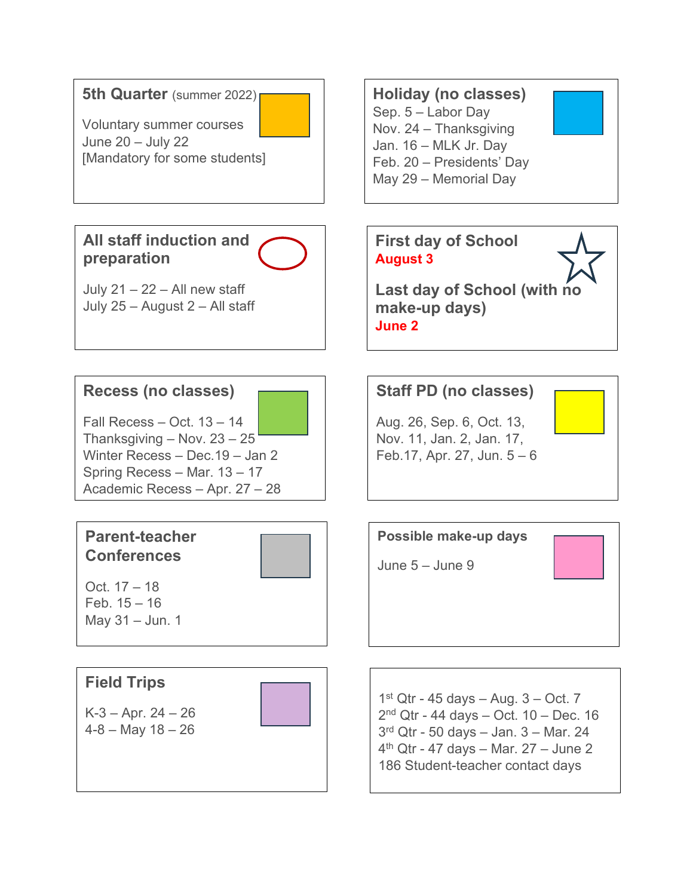## 5th Quarter (summer 2022)

Voluntary summer courses
June 20 – July 22
[Mandatory for some students]

## Holiday (no classes)

Sep. 5 – Labor Day
Nov. 24 – Thanksgiving
Jan. 16 – MLK Jr. Day
Feb. 20 – Presidents' Day
May 29 – Memorial Day

## All staff induction and preparation

July 21 – 22 – All new staff
July 25 – August 2 – All staff

## First day of School

**August 3**

## Last day of School (with no make-up days)

**June 2**

## Recess (no classes)

Fall Recess – Oct. 13 – 14
Thanksgiving – Nov. 23 – 25
Winter Recess – Dec.19 – Jan 2
Spring Recess – Mar. 13 – 17
Academic Recess – Apr. 27 – 28

## Staff PD (no classes)

Aug. 26, Sep. 6, Oct. 13, Nov. 11, Jan. 2, Jan. 17, Feb.17, Apr. 27, Jun. 5 – 6

## Parent-teacher Conferences

Oct. 17 – 18
Feb. 15 – 16
May 31 – Jun. 1

## Possible make-up days

June 5 – June 9

## Field Trips

K-3 – Apr. 24 – 26
4-8 – May 18 – 26

1st Qtr - 45 days – Aug. 3 – Oct. 7
2nd Qtr - 44 days – Oct. 10 – Dec. 16
3rd Qtr - 50 days – Jan. 3 – Mar. 24
4th Qtr - 47 days – Mar. 27 – June 2
186 Student-teacher contact days